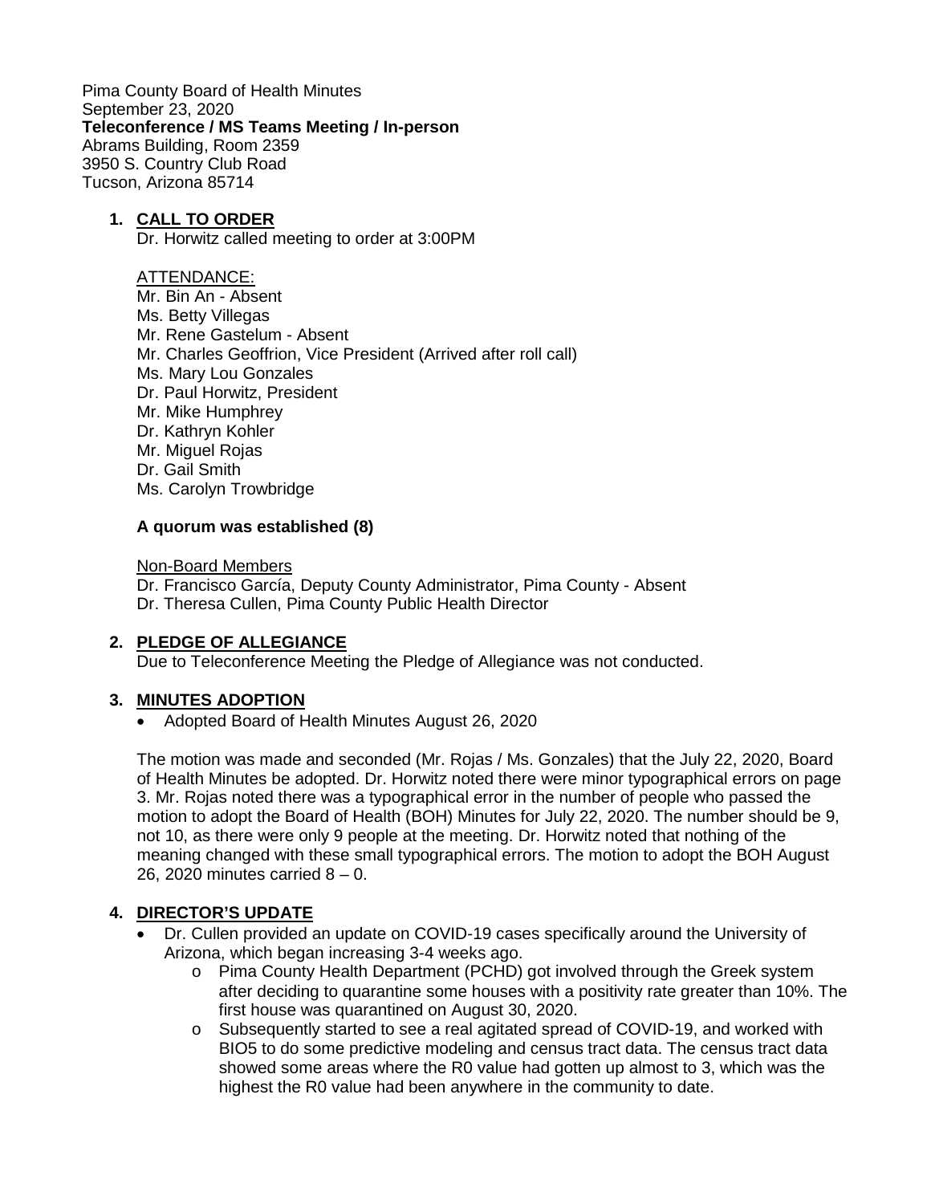Pima County Board of Health Minutes
September 23, 2020
**Teleconference / MS Teams Meeting / In-person**
Abrams Building, Room 2359
3950 S. Country Club Road
Tucson, Arizona 85714

1. **CALL TO ORDER**
   Dr. Horwitz called meeting to order at 3:00PM

   ATTENDANCE:
   Mr. Bin An - Absent
   Ms. Betty Villegas
   Mr. Rene Gastelum - Absent
   Mr. Charles Geoffrion, Vice President (Arrived after roll call)
   Ms. Mary Lou Gonzales
   Dr. Paul Horwitz, President
   Mr. Mike Humphrey
   Dr. Kathryn Kohler
   Mr. Miguel Rojas
   Dr. Gail Smith
   Ms. Carolyn Trowbridge

   **A quorum was established (8)**

   Non-Board Members
   Dr. Francisco García, Deputy County Administrator, Pima County - Absent
   Dr. Theresa Cullen, Pima County Public Health Director

2. **PLEDGE OF ALLEGIANCE**
   Due to Teleconference Meeting the Pledge of Allegiance was not conducted.

3. **MINUTES ADOPTION**
   - Adopted Board of Health Minutes August 26, 2020

   The motion was made and seconded (Mr. Rojas / Ms. Gonzales) that the July 22, 2020, Board of Health Minutes be adopted. Dr. Horwitz noted there were minor typographical errors on page 3. Mr. Rojas noted there was a typographical error in the number of people who passed the motion to adopt the Board of Health (BOH) Minutes for July 22, 2020. The number should be 9, not 10, as there were only 9 people at the meeting. Dr. Horwitz noted that nothing of the meaning changed with these small typographical errors. The motion to adopt the BOH August 26, 2020 minutes carried 8 – 0.

4. **DIRECTOR'S UPDATE**
   - Dr. Cullen provided an update on COVID-19 cases specifically around the University of Arizona, which began increasing 3-4 weeks ago.
     - Pima County Health Department (PCHD) got involved through the Greek system after deciding to quarantine some houses with a positivity rate greater than 10%. The first house was quarantined on August 30, 2020.
     - Subsequently started to see a real agitated spread of COVID-19, and worked with BIO5 to do some predictive modeling and census tract data. The census tract data showed some areas where the R0 value had gotten up almost to 3, which was the highest the R0 value had been anywhere in the community to date.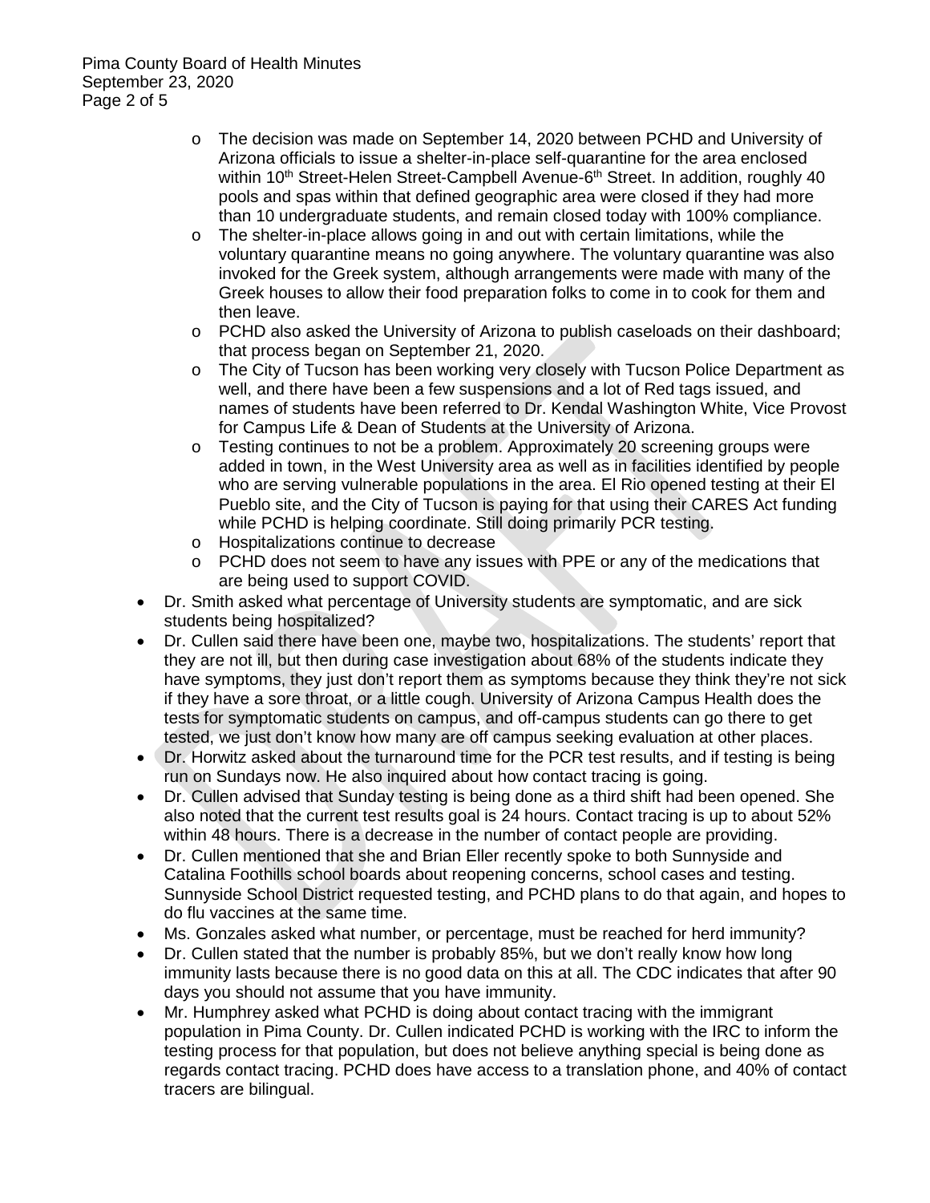- The decision was made on September 14, 2020 between PCHD and University of Arizona officials to issue a shelter-in-place self-quarantine for the area enclosed within 10th Street-Helen Street-Campbell Avenue-6th Street. In addition, roughly 40 pools and spas within that defined geographic area were closed if they had more than 10 undergraduate students, and remain closed today with 100% compliance.
    - The shelter-in-place allows going in and out with certain limitations, while the voluntary quarantine means no going anywhere. The voluntary quarantine was also invoked for the Greek system, although arrangements were made with many of the Greek houses to allow their food preparation folks to come in to cook for them and then leave.
    - PCHD also asked the University of Arizona to publish caseloads on their dashboard; that process began on September 21, 2020.
    - The City of Tucson has been working very closely with Tucson Police Department as well, and there have been a few suspensions and a lot of Red tags issued, and names of students have been referred to Dr. Kendal Washington White, Vice Provost for Campus Life & Dean of Students at the University of Arizona.
    - Testing continues to not be a problem. Approximately 20 screening groups were added in town, in the West University area as well as in facilities identified by people who are serving vulnerable populations in the area. El Rio opened testing at their El Pueblo site, and the City of Tucson is paying for that using their CARES Act funding while PCHD is helping coordinate. Still doing primarily PCR testing.
    - Hospitalizations continue to decrease
    - PCHD does not seem to have any issues with PPE or any of the medications that are being used to support COVID.
- Dr. Smith asked what percentage of University students are symptomatic, and are sick students being hospitalized?
- Dr. Cullen said there have been one, maybe two, hospitalizations. The students' report that they are not ill, but then during case investigation about 68% of the students indicate they have symptoms, they just don't report them as symptoms because they think they're not sick if they have a sore throat, or a little cough. University of Arizona Campus Health does the tests for symptomatic students on campus, and off-campus students can go there to get tested, we just don't know how many are off campus seeking evaluation at other places.
- Dr. Horwitz asked about the turnaround time for the PCR test results, and if testing is being run on Sundays now. He also inquired about how contact tracing is going.
- Dr. Cullen advised that Sunday testing is being done as a third shift had been opened. She also noted that the current test results goal is 24 hours. Contact tracing is up to about 52% within 48 hours. There is a decrease in the number of contact people are providing.
- Dr. Cullen mentioned that she and Brian Eller recently spoke to both Sunnyside and Catalina Foothills school boards about reopening concerns, school cases and testing. Sunnyside School District requested testing, and PCHD plans to do that again, and hopes to do flu vaccines at the same time.
- Ms. Gonzales asked what number, or percentage, must be reached for herd immunity?
- Dr. Cullen stated that the number is probably 85%, but we don't really know how long immunity lasts because there is no good data on this at all. The CDC indicates that after 90 days you should not assume that you have immunity.
- Mr. Humphrey asked what PCHD is doing about contact tracing with the immigrant population in Pima County. Dr. Cullen indicated PCHD is working with the IRC to inform the testing process for that population, but does not believe anything special is being done as regards contact tracing. PCHD does have access to a translation phone, and 40% of contact tracers are bilingual.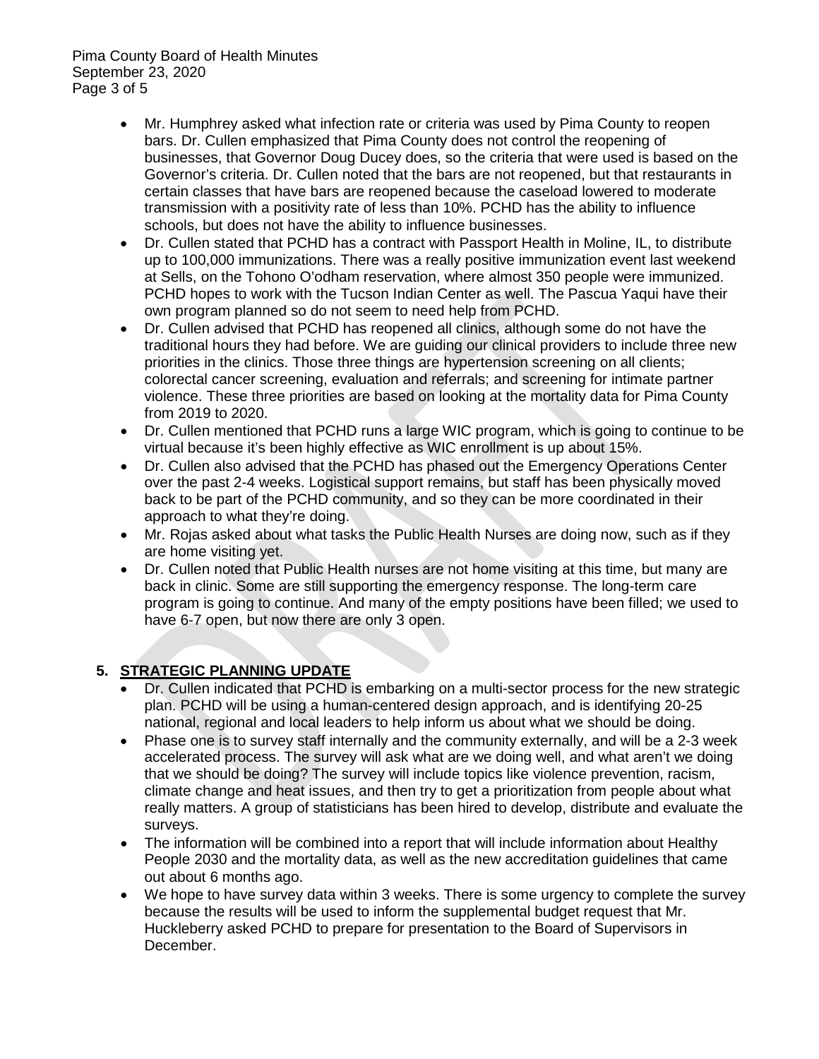- Mr. Humphrey asked what infection rate or criteria was used by Pima County to reopen bars. Dr. Cullen emphasized that Pima County does not control the reopening of businesses, that Governor Doug Ducey does, so the criteria that were used is based on the Governor's criteria. Dr. Cullen noted that the bars are not reopened, but that restaurants in certain classes that have bars are reopened because the caseload lowered to moderate transmission with a positivity rate of less than 10%. PCHD has the ability to influence schools, but does not have the ability to influence businesses.
- Dr. Cullen stated that PCHD has a contract with Passport Health in Moline, IL, to distribute up to 100,000 immunizations. There was a really positive immunization event last weekend at Sells, on the Tohono O'odham reservation, where almost 350 people were immunized. PCHD hopes to work with the Tucson Indian Center as well. The Pascua Yaqui have their own program planned so do not seem to need help from PCHD.
- Dr. Cullen advised that PCHD has reopened all clinics, although some do not have the traditional hours they had before. We are guiding our clinical providers to include three new priorities in the clinics. Those three things are hypertension screening on all clients; colorectal cancer screening, evaluation and referrals; and screening for intimate partner violence. These three priorities are based on looking at the mortality data for Pima County from 2019 to 2020.
- Dr. Cullen mentioned that PCHD runs a large WIC program, which is going to continue to be virtual because it's been highly effective as WIC enrollment is up about 15%.
- Dr. Cullen also advised that the PCHD has phased out the Emergency Operations Center over the past 2-4 weeks. Logistical support remains, but staff has been physically moved back to be part of the PCHD community, and so they can be more coordinated in their approach to what they're doing.
- Mr. Rojas asked about what tasks the Public Health Nurses are doing now, such as if they are home visiting yet.
- Dr. Cullen noted that Public Health nurses are not home visiting at this time, but many are back in clinic. Some are still supporting the emergency response. The long-term care program is going to continue. And many of the empty positions have been filled; we used to have 6-7 open, but now there are only 3 open.

## 5. STRATEGIC PLANNING UPDATE

- Dr. Cullen indicated that PCHD is embarking on a multi-sector process for the new strategic plan. PCHD will be using a human-centered design approach, and is identifying 20-25 national, regional and local leaders to help inform us about what we should be doing.
- Phase one is to survey staff internally and the community externally, and will be a 2-3 week accelerated process. The survey will ask what are we doing well, and what aren't we doing that we should be doing? The survey will include topics like violence prevention, racism, climate change and heat issues, and then try to get a prioritization from people about what really matters. A group of statisticians has been hired to develop, distribute and evaluate the surveys.
- The information will be combined into a report that will include information about Healthy People 2030 and the mortality data, as well as the new accreditation guidelines that came out about 6 months ago.
- We hope to have survey data within 3 weeks. There is some urgency to complete the survey because the results will be used to inform the supplemental budget request that Mr. Huckleberry asked PCHD to prepare for presentation to the Board of Supervisors in December.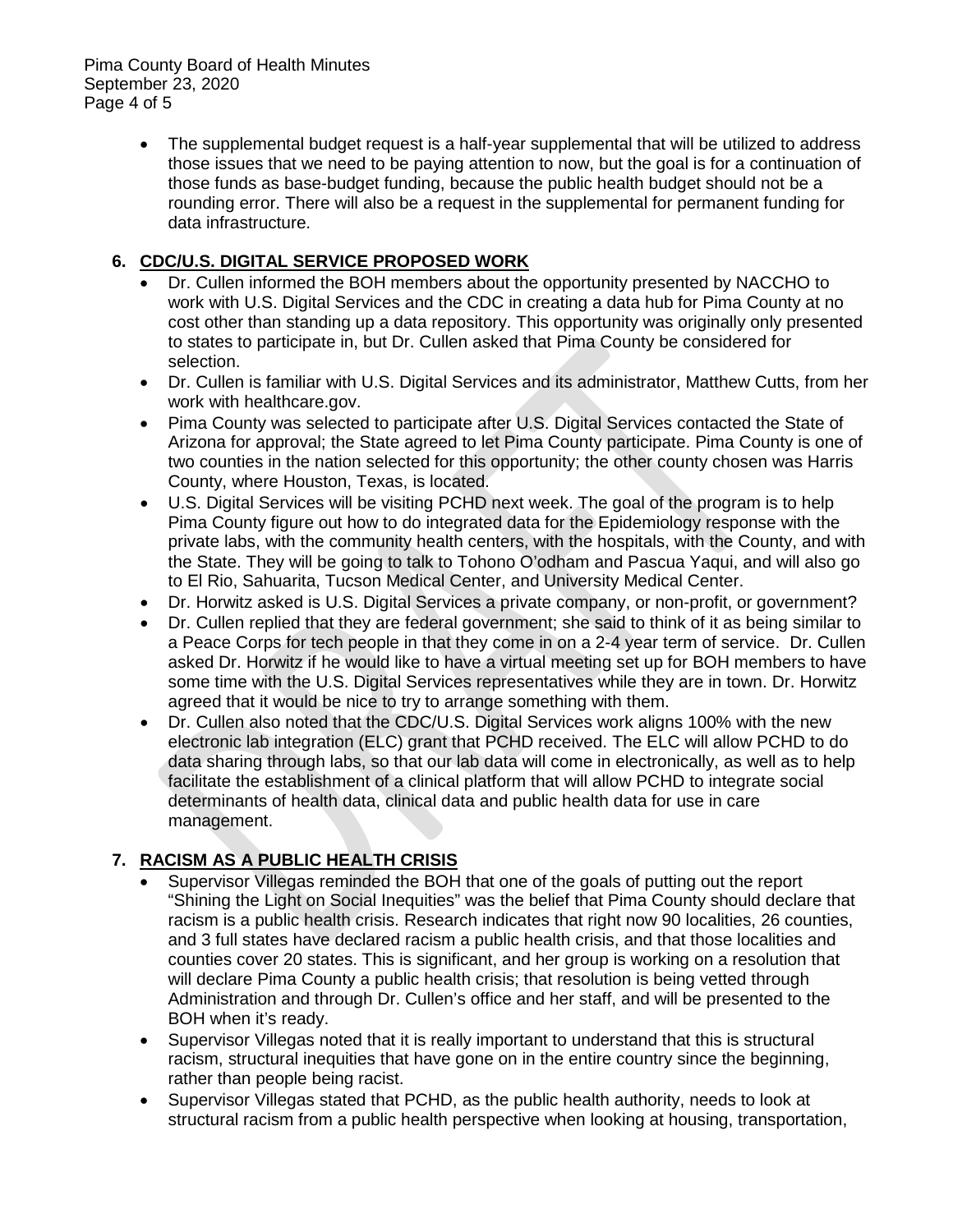- The supplemental budget request is a half-year supplemental that will be utilized to address those issues that we need to be paying attention to now, but the goal is for a continuation of those funds as base-budget funding, because the public health budget should not be a rounding error. There will also be a request in the supplemental for permanent funding for data infrastructure.

## 6. CDC/U.S. DIGITAL SERVICE PROPOSED WORK

- Dr. Cullen informed the BOH members about the opportunity presented by NACCHO to work with U.S. Digital Services and the CDC in creating a data hub for Pima County at no cost other than standing up a data repository. This opportunity was originally only presented to states to participate in, but Dr. Cullen asked that Pima County be considered for selection.
- Dr. Cullen is familiar with U.S. Digital Services and its administrator, Matthew Cutts, from her work with healthcare.gov.
- Pima County was selected to participate after U.S. Digital Services contacted the State of Arizona for approval; the State agreed to let Pima County participate. Pima County is one of two counties in the nation selected for this opportunity; the other county chosen was Harris County, where Houston, Texas, is located.
- U.S. Digital Services will be visiting PCHD next week. The goal of the program is to help Pima County figure out how to do integrated data for the Epidemiology response with the private labs, with the community health centers, with the hospitals, with the County, and with the State. They will be going to talk to Tohono O'odham and Pascua Yaqui, and will also go to El Rio, Sahuarita, Tucson Medical Center, and University Medical Center.
- Dr. Horwitz asked is U.S. Digital Services a private company, or non-profit, or government?
- Dr. Cullen replied that they are federal government; she said to think of it as being similar to a Peace Corps for tech people in that they come in on a 2-4 year term of service. Dr. Cullen asked Dr. Horwitz if he would like to have a virtual meeting set up for BOH members to have some time with the U.S. Digital Services representatives while they are in town. Dr. Horwitz agreed that it would be nice to try to arrange something with them.
- Dr. Cullen also noted that the CDC/U.S. Digital Services work aligns 100% with the new electronic lab integration (ELC) grant that PCHD received. The ELC will allow PCHD to do data sharing through labs, so that our lab data will come in electronically, as well as to help facilitate the establishment of a clinical platform that will allow PCHD to integrate social determinants of health data, clinical data and public health data for use in care management.

## 7. RACISM AS A PUBLIC HEALTH CRISIS

- Supervisor Villegas reminded the BOH that one of the goals of putting out the report "Shining the Light on Social Inequities" was the belief that Pima County should declare that racism is a public health crisis. Research indicates that right now 90 localities, 26 counties, and 3 full states have declared racism a public health crisis, and that those localities and counties cover 20 states. This is significant, and her group is working on a resolution that will declare Pima County a public health crisis; that resolution is being vetted through Administration and through Dr. Cullen's office and her staff, and will be presented to the BOH when it's ready.
- Supervisor Villegas noted that it is really important to understand that this is structural racism, structural inequities that have gone on in the entire country since the beginning, rather than people being racist.
- Supervisor Villegas stated that PCHD, as the public health authority, needs to look at structural racism from a public health perspective when looking at housing, transportation,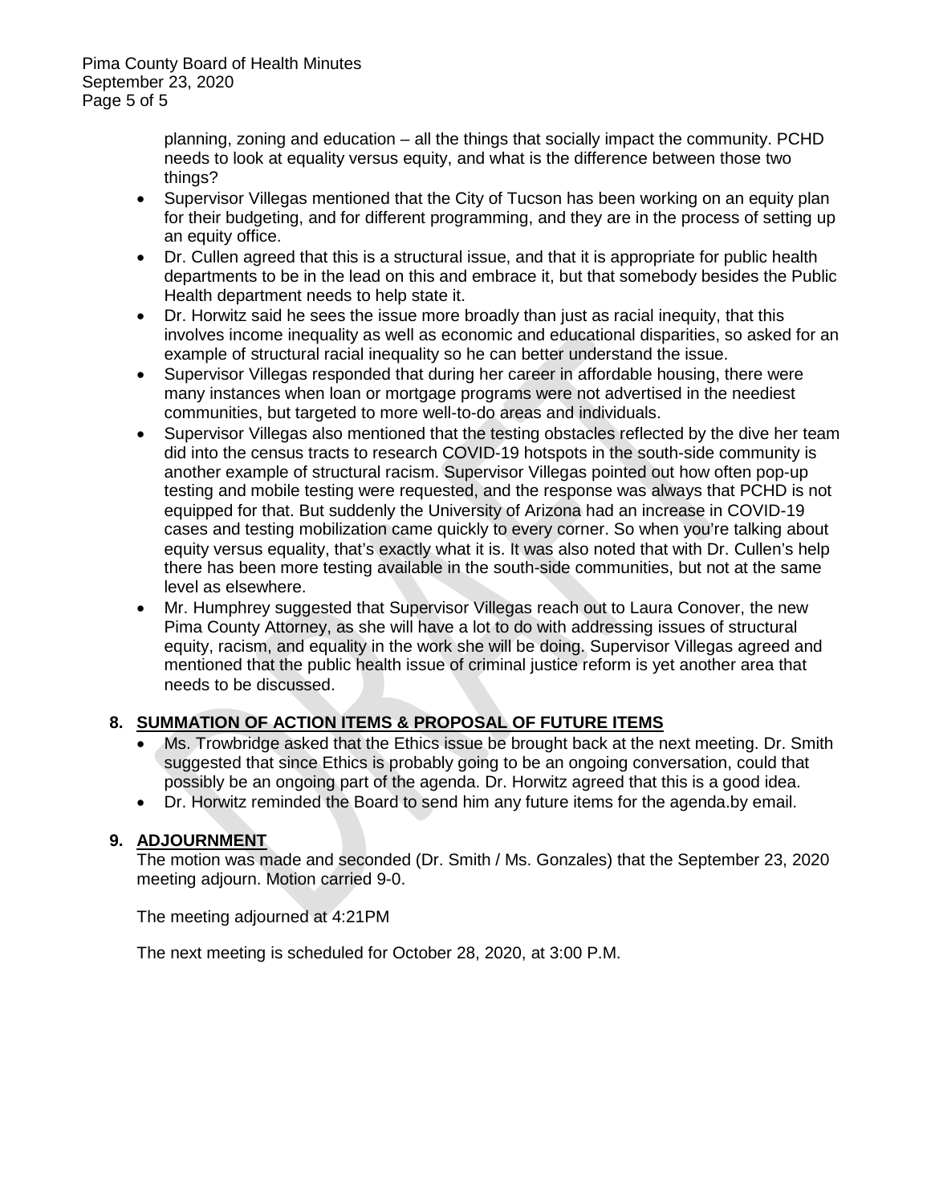planning, zoning and education – all the things that socially impact the community. PCHD needs to look at equality versus equity, and what is the difference between those two things?

- Supervisor Villegas mentioned that the City of Tucson has been working on an equity plan for their budgeting, and for different programming, and they are in the process of setting up an equity office.
- Dr. Cullen agreed that this is a structural issue, and that it is appropriate for public health departments to be in the lead on this and embrace it, but that somebody besides the Public Health department needs to help state it.
- Dr. Horwitz said he sees the issue more broadly than just as racial inequity, that this involves income inequality as well as economic and educational disparities, so asked for an example of structural racial inequality so he can better understand the issue.
- Supervisor Villegas responded that during her career in affordable housing, there were many instances when loan or mortgage programs were not advertised in the neediest communities, but targeted to more well-to-do areas and individuals.
- Supervisor Villegas also mentioned that the testing obstacles reflected by the dive her team did into the census tracts to research COVID-19 hotspots in the south-side community is another example of structural racism. Supervisor Villegas pointed out how often pop-up testing and mobile testing were requested, and the response was always that PCHD is not equipped for that. But suddenly the University of Arizona had an increase in COVID-19 cases and testing mobilization came quickly to every corner. So when you're talking about equity versus equality, that's exactly what it is. It was also noted that with Dr. Cullen's help there has been more testing available in the south-side communities, but not at the same level as elsewhere.
- Mr. Humphrey suggested that Supervisor Villegas reach out to Laura Conover, the new Pima County Attorney, as she will have a lot to do with addressing issues of structural equity, racism, and equality in the work she will be doing. Supervisor Villegas agreed and mentioned that the public health issue of criminal justice reform is yet another area that needs to be discussed.

## 8. SUMMATION OF ACTION ITEMS & PROPOSAL OF FUTURE ITEMS

- Ms. Trowbridge asked that the Ethics issue be brought back at the next meeting. Dr. Smith suggested that since Ethics is probably going to be an ongoing conversation, could that possibly be an ongoing part of the agenda. Dr. Horwitz agreed that this is a good idea.
- Dr. Horwitz reminded the Board to send him any future items for the agenda.by email.

## 9. ADJOURNMENT

The motion was made and seconded (Dr. Smith / Ms. Gonzales) that the September 23, 2020 meeting adjourn. Motion carried 9-0.

The meeting adjourned at 4:21PM

The next meeting is scheduled for October 28, 2020, at 3:00 P.M.